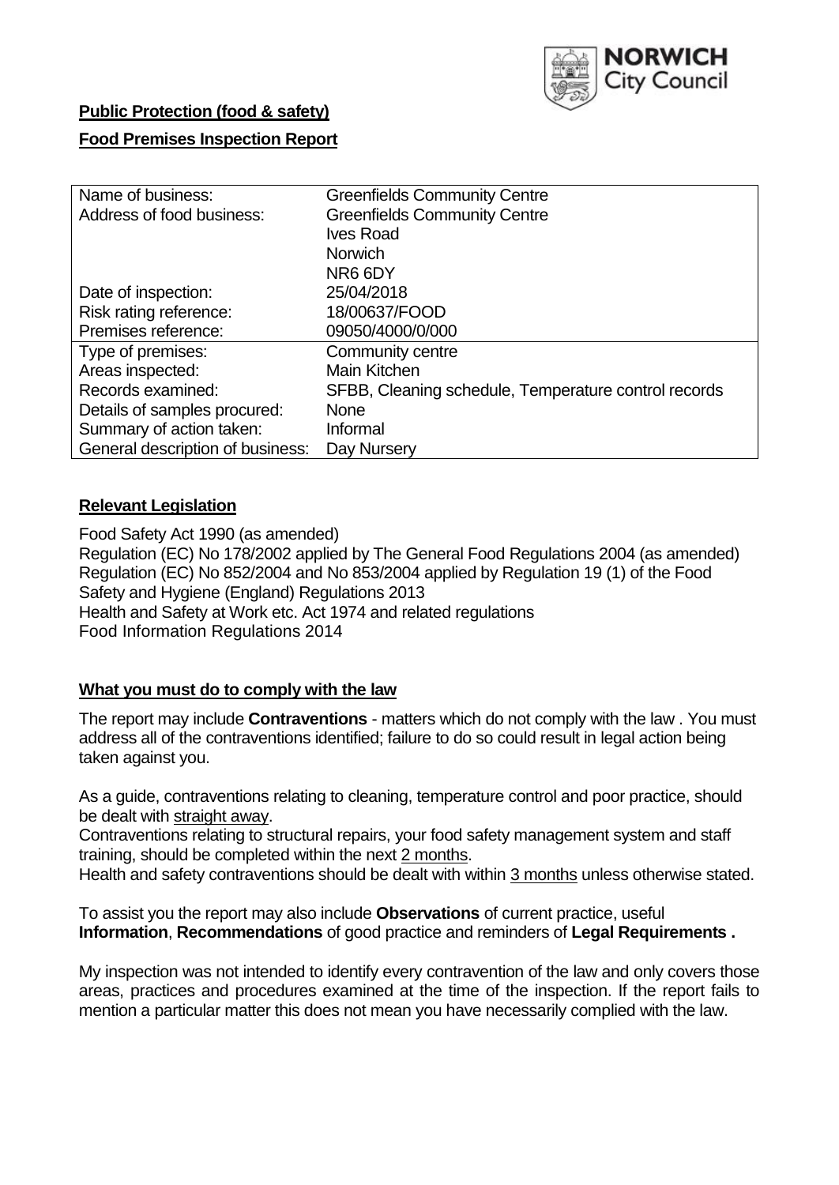**Public Protection (food & safety)**

**Food Premises Inspection Report**

| Name of business: | Greenfields Community Centre |
| --- | --- |
| Address of food business: | Greenfields Community Centre<br>Ives Road<br>Norwich<br>NR6 6DY |
| Date of inspection: | 25/04/2018 |
| Risk rating reference: | 18/00637/FOOD |
| Premises reference: | 09050/4000/0/000 |
| Type of premises: | Community centre |
| Areas inspected: | Main Kitchen |
| Records examined: | SFBB, Cleaning schedule, Temperature control records |
| Details of samples procured: | None |
| Summary of action taken: | Informal |
| General description of business: | Day Nursery |

## Relevant Legislation

Food Safety Act 1990 (as amended)
Regulation (EC) No 178/2002 applied by The General Food Regulations 2004 (as amended)
Regulation (EC) No 852/2004 and No 853/2004 applied by Regulation 19 (1) of the Food Safety and Hygiene (England) Regulations 2013
Health and Safety at Work etc. Act 1974 and related regulations
Food Information Regulations 2014

## What you must do to comply with the law

The report may include **Contraventions** - matters which do not comply with the law . You must address all of the contraventions identified; failure to do so could result in legal action being taken against you.

As a guide, contraventions relating to cleaning, temperature control and poor practice, should be dealt with straight away.

Contraventions relating to structural repairs, your food safety management system and staff training, should be completed within the next 2 months.

Health and safety contraventions should be dealt with within 3 months unless otherwise stated.

To assist you the report may also include **Observations** of current practice, useful **Information**, **Recommendations** of good practice and reminders of **Legal Requirements .**

My inspection was not intended to identify every contravention of the law and only covers those areas, practices and procedures examined at the time of the inspection. If the report fails to mention a particular matter this does not mean you have necessarily complied with the law.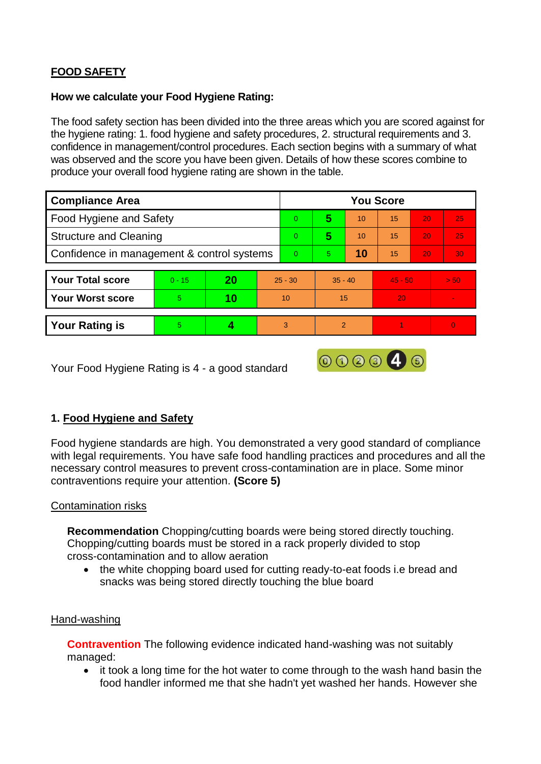## FOOD SAFETY

**How we calculate your Food Hygiene Rating:**

The food safety section has been divided into the three areas which you are scored against for the hygiene rating: 1. food hygiene and safety procedures, 2. structural requirements and 3. confidence in management/control procedures. Each section begins with a summary of what was observed and the score you have been given. Details of how these scores combine to produce your overall food hygiene rating are shown in the table.

| Compliance Area | You Score | | | | | |
|---|---|---|---|---|---|---|
| Food Hygiene and Safety | 0 | **5** | 10 | 15 | 20 | 25 |
| Structure and Cleaning | 0 | **5** | 10 | 15 | 20 | 25 |
| Confidence in management & control systems | 0 | 5 | **10** | 15 | 20 | 30 |

| | | | | | | |
|---|---|---|---|---|---|---|
| **Your Total score** | 0 - 15 | **20** | 25 - 30 | 35 - 40 | 45 - 50 | > 50 |
| **Your Worst score** | 5 | **10** | 10 | 15 | 20 | - |
| **Your Rating is** | 5 | **4** | 3 | 2 | 1 | 0 |

Your Food Hygiene Rating is 4 - a good standard

### 1. Food Hygiene and Safety

Food hygiene standards are high. You demonstrated a very good standard of compliance with legal requirements. You have safe food handling practices and procedures and all the necessary control measures to prevent cross-contamination are in place. Some minor contraventions require your attention. **(Score 5)**

Contamination risks

**Recommendation** Chopping/cutting boards were being stored directly touching. Chopping/cutting boards must be stored in a rack properly divided to stop cross-contamination and to allow aeration

- the white chopping board used for cutting ready-to-eat foods i.e bread and snacks was being stored directly touching the blue board

Hand-washing

**Contravention** The following evidence indicated hand-washing was not suitably managed:

- it took a long time for the hot water to come through to the wash hand basin the food handler informed me that she hadn't yet washed her hands. However she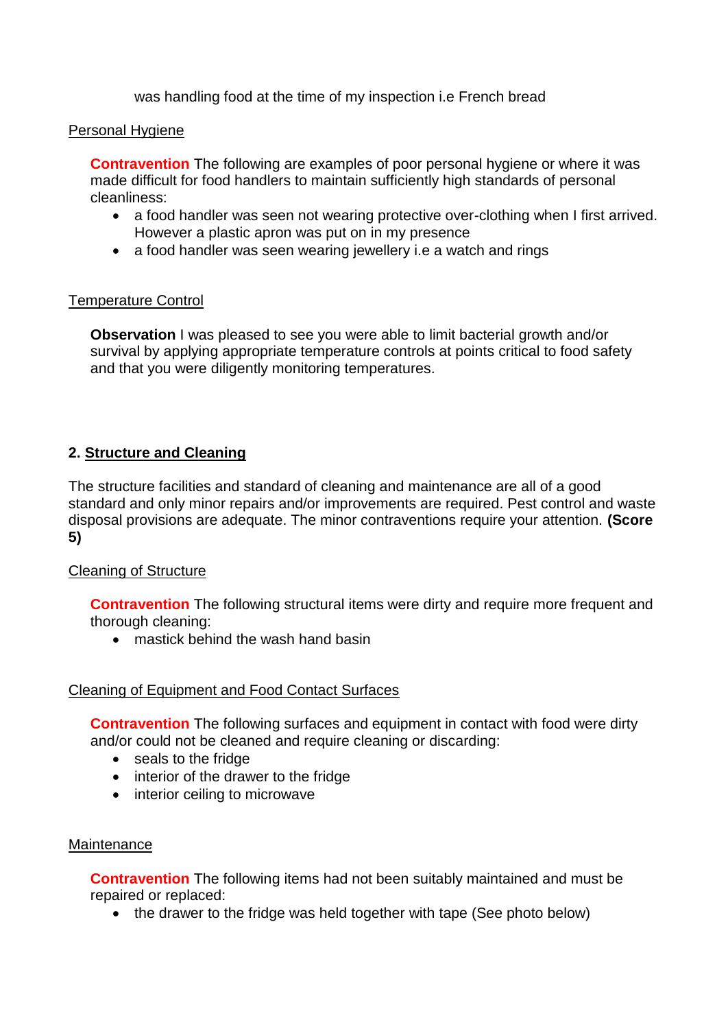was handling food at the time of my inspection i.e French bread

Personal Hygiene

**Contravention** The following are examples of poor personal hygiene or where it was made difficult for food handlers to maintain sufficiently high standards of personal cleanliness:

- a food handler was seen not wearing protective over-clothing when I first arrived. However a plastic apron was put on in my presence
- a food handler was seen wearing jewellery i.e a watch and rings

Temperature Control

**Observation** I was pleased to see you were able to limit bacterial growth and/or survival by applying appropriate temperature controls at points critical to food safety and that you were diligently monitoring temperatures.

## 2. Structure and Cleaning

The structure facilities and standard of cleaning and maintenance are all of a good standard and only minor repairs and/or improvements are required. Pest control and waste disposal provisions are adequate. The minor contraventions require your attention. **(Score 5)**

Cleaning of Structure

**Contravention** The following structural items were dirty and require more frequent and thorough cleaning:

- mastick behind the wash hand basin

Cleaning of Equipment and Food Contact Surfaces

**Contravention** The following surfaces and equipment in contact with food were dirty and/or could not be cleaned and require cleaning or discarding:

- seals to the fridge
- interior of the drawer to the fridge
- interior ceiling to microwave

Maintenance

**Contravention** The following items had not been suitably maintained and must be repaired or replaced:

- the drawer to the fridge was held together with tape (See photo below)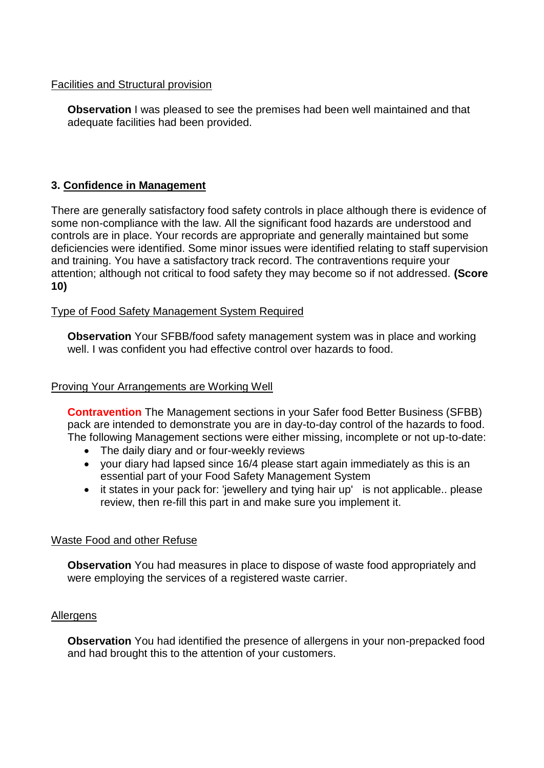Facilities and Structural provision

**Observation** I was pleased to see the premises had been well maintained and that adequate facilities had been provided.

### 3. Confidence in Management

There are generally satisfactory food safety controls in place although there is evidence of some non-compliance with the law. All the significant food hazards are understood and controls are in place. Your records are appropriate and generally maintained but some deficiencies were identified. Some minor issues were identified relating to staff supervision and training. You have a satisfactory track record. The contraventions require your attention; although not critical to food safety they may become so if not addressed. **(Score 10)**

Type of Food Safety Management System Required

**Observation** Your SFBB/food safety management system was in place and working well. I was confident you had effective control over hazards to food.

Proving Your Arrangements are Working Well

**Contravention** The Management sections in your Safer food Better Business (SFBB) pack are intended to demonstrate you are in day-to-day control of the hazards to food. The following Management sections were either missing, incomplete or not up-to-date:

- The daily diary and or four-weekly reviews
- your diary had lapsed since 16/4 please start again immediately as this is an essential part of your Food Safety Management System
- it states in your pack for: 'jewellery and tying hair up' is not applicable.. please review, then re-fill this part in and make sure you implement it.

Waste Food and other Refuse

**Observation** You had measures in place to dispose of waste food appropriately and were employing the services of a registered waste carrier.

Allergens

**Observation** You had identified the presence of allergens in your non-prepacked food and had brought this to the attention of your customers.